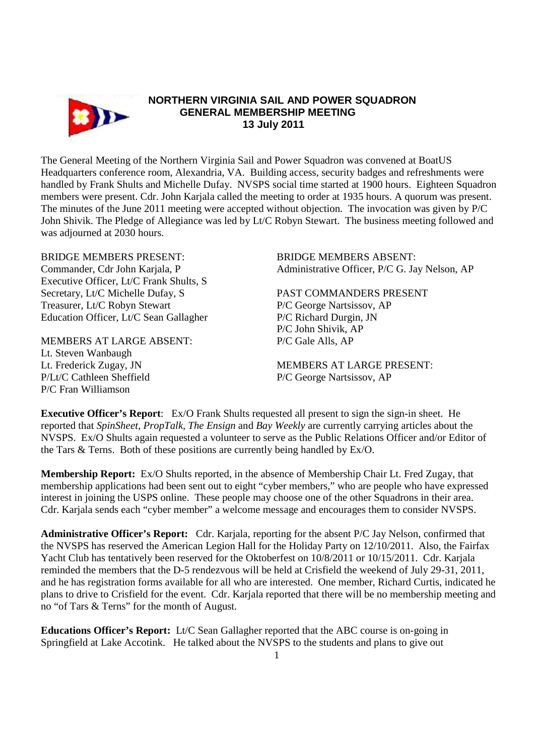# NORTHERN VIRGINIA SAIL AND POWER SQUADRON
## GENERAL MEMBERSHIP MEETING
### 13 July 2011

The General Meeting of the Northern Virginia Sail and Power Squadron was convened at BoatUS Headquarters conference room, Alexandria, VA. Building access, security badges and refreshments were handled by Frank Shults and Michelle Dufay. NVSPS social time started at 1900 hours. Eighteen Squadron members were present. Cdr. John Karjala called the meeting to order at 1935 hours. A quorum was present. The minutes of the June 2011 meeting were accepted without objection. The invocation was given by P/C John Shivik. The Pledge of Allegiance was led by Lt/C Robyn Stewart. The business meeting followed and was adjourned at 2030 hours.

BRIDGE MEMBERS PRESENT:
Commander, Cdr John Karjala, P
Executive Officer, Lt/C Frank Shults, S
Secretary, Lt/C Michelle Dufay, S
Treasurer, Lt/C Robyn Stewart
Education Officer, Lt/C Sean Gallagher

MEMBERS AT LARGE ABSENT:
Lt. Steven Wanbaugh
Lt. Frederick Zugay, JN
P/Lt/C Cathleen Sheffield
P/C Fran Williamson

BRIDGE MEMBERS ABSENT:
Administrative Officer, P/C G. Jay Nelson, AP

PAST COMMANDERS PRESENT
P/C George Nartsissov, AP
P/C Richard Durgin, JN
P/C John Shivik, AP
P/C Gale Alls, AP

MEMBERS AT LARGE PRESENT:
P/C George Nartsissov, AP

**Executive Officer's Report**: Ex/O Frank Shults requested all present to sign the sign-in sheet. He reported that *SpinSheet, PropTalk, The Ensign* and *Bay Weekly* are currently carrying articles about the NVSPS. Ex/O Shults again requested a volunteer to serve as the Public Relations Officer and/or Editor of the Tars & Terns. Both of these positions are currently being handled by Ex/O.

**Membership Report:** Ex/O Shults reported, in the absence of Membership Chair Lt. Fred Zugay, that membership applications had been sent out to eight "cyber members," who are people who have expressed interest in joining the USPS online. These people may choose one of the other Squadrons in their area. Cdr. Karjala sends each "cyber member" a welcome message and encourages them to consider NVSPS.

**Administrative Officer's Report:** Cdr. Karjala, reporting for the absent P/C Jay Nelson, confirmed that the NVSPS has reserved the American Legion Hall for the Holiday Party on 12/10/2011. Also, the Fairfax Yacht Club has tentatively been reserved for the Oktoberfest on 10/8/2011 or 10/15/2011. Cdr. Karjala reminded the members that the D-5 rendezvous will be held at Crisfield the weekend of July 29-31, 2011, and he has registration forms available for all who are interested. One member, Richard Curtis, indicated he plans to drive to Crisfield for the event. Cdr. Karjala reported that there will be no membership meeting and no "of Tars & Terns" for the month of August.

**Educations Officer's Report:** Lt/C Sean Gallagher reported that the ABC course is on-going in Springfield at Lake Accotink. He talked about the NVSPS to the students and plans to give out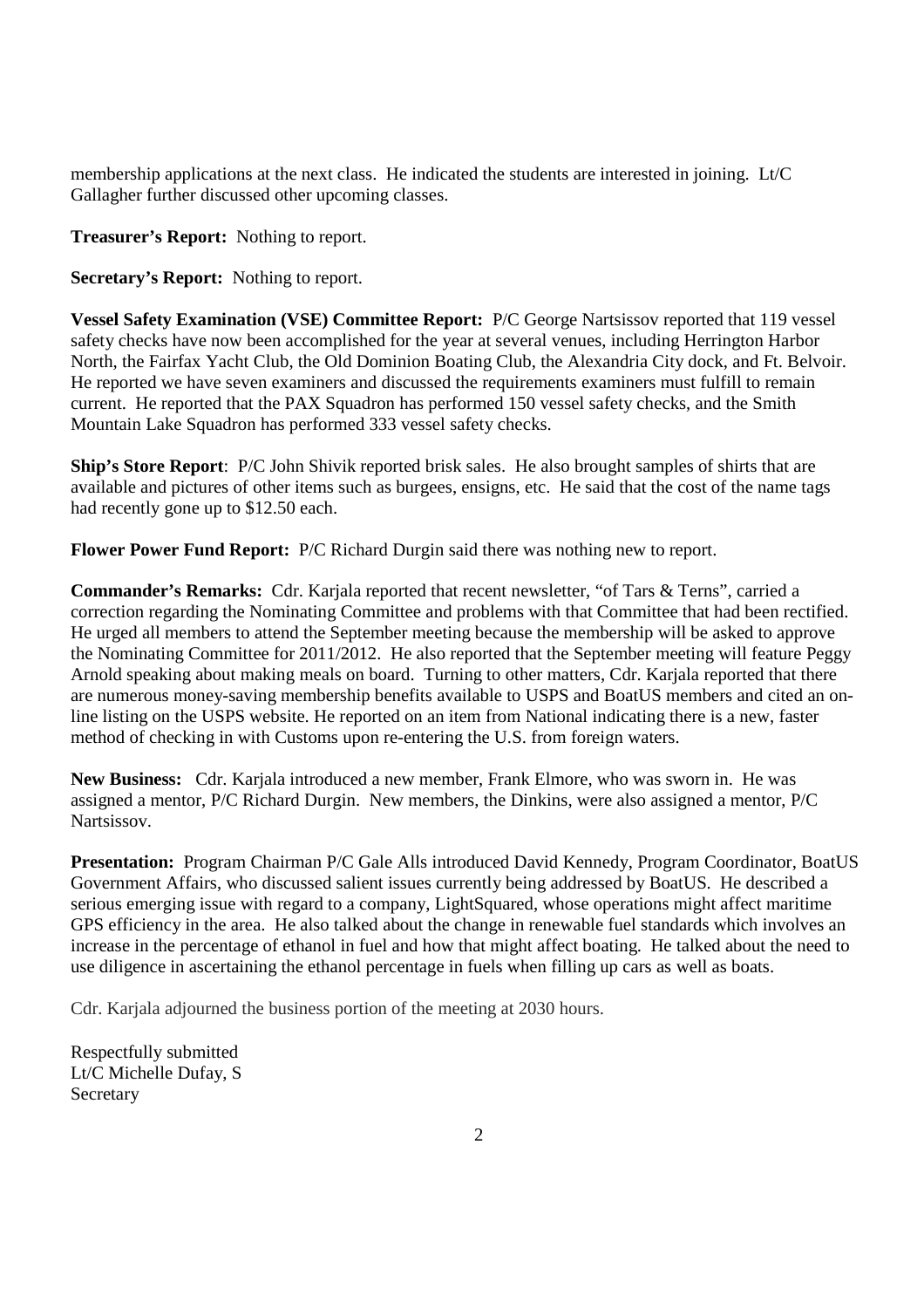membership applications at the next class. He indicated the students are interested in joining. Lt/C Gallagher further discussed other upcoming classes.

**Treasurer's Report:** Nothing to report.

**Secretary's Report:** Nothing to report.

**Vessel Safety Examination (VSE) Committee Report:** P/C George Nartsissov reported that 119 vessel safety checks have now been accomplished for the year at several venues, including Herrington Harbor North, the Fairfax Yacht Club, the Old Dominion Boating Club, the Alexandria City dock, and Ft. Belvoir. He reported we have seven examiners and discussed the requirements examiners must fulfill to remain current. He reported that the PAX Squadron has performed 150 vessel safety checks, and the Smith Mountain Lake Squadron has performed 333 vessel safety checks.

**Ship's Store Report**: P/C John Shivik reported brisk sales. He also brought samples of shirts that are available and pictures of other items such as burgees, ensigns, etc. He said that the cost of the name tags had recently gone up to $12.50 each.

**Flower Power Fund Report:** P/C Richard Durgin said there was nothing new to report.

**Commander's Remarks:** Cdr. Karjala reported that recent newsletter, "of Tars & Terns", carried a correction regarding the Nominating Committee and problems with that Committee that had been rectified. He urged all members to attend the September meeting because the membership will be asked to approve the Nominating Committee for 2011/2012. He also reported that the September meeting will feature Peggy Arnold speaking about making meals on board. Turning to other matters, Cdr. Karjala reported that there are numerous money-saving membership benefits available to USPS and BoatUS members and cited an on-line listing on the USPS website. He reported on an item from National indicating there is a new, faster method of checking in with Customs upon re-entering the U.S. from foreign waters.

**New Business:** Cdr. Karjala introduced a new member, Frank Elmore, who was sworn in. He was assigned a mentor, P/C Richard Durgin. New members, the Dinkins, were also assigned a mentor, P/C Nartsissov.

**Presentation:** Program Chairman P/C Gale Alls introduced David Kennedy, Program Coordinator, BoatUS Government Affairs, who discussed salient issues currently being addressed by BoatUS. He described a serious emerging issue with regard to a company, LightSquared, whose operations might affect maritime GPS efficiency in the area. He also talked about the change in renewable fuel standards which involves an increase in the percentage of ethanol in fuel and how that might affect boating. He talked about the need to use diligence in ascertaining the ethanol percentage in fuels when filling up cars as well as boats.

Cdr. Karjala adjourned the business portion of the meeting at 2030 hours.

Respectfully submitted
Lt/C Michelle Dufay, S
Secretary